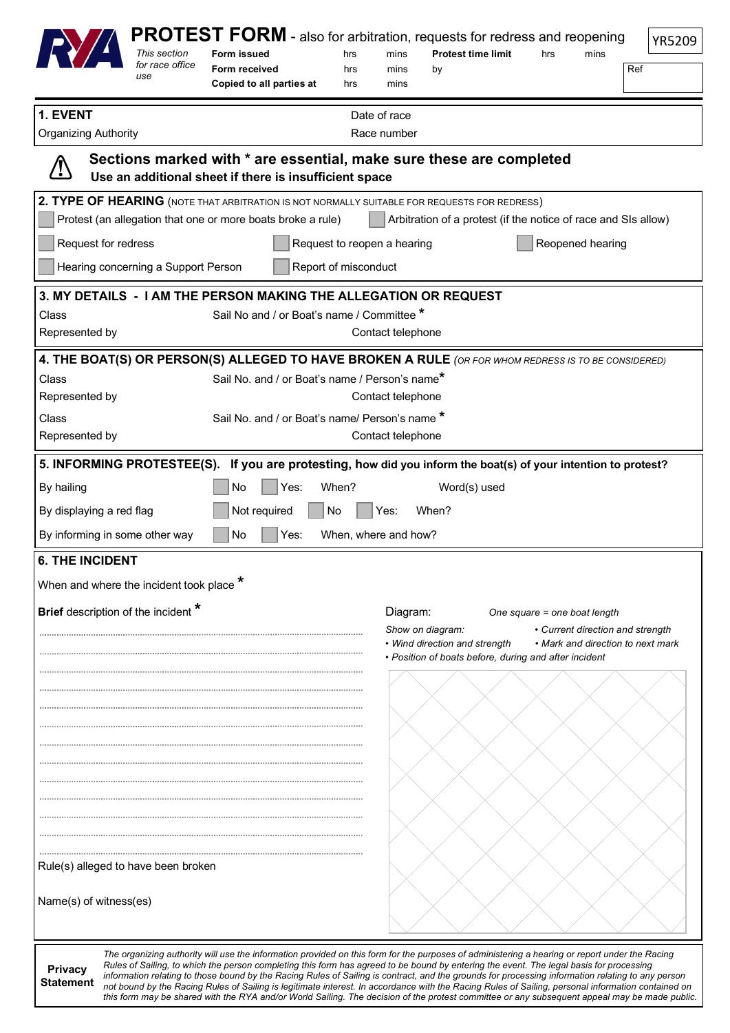# PROTEST FORM - also for arbitration, requests for redress and reopening

YR5209

*This section for race office use*

| | | | | | | |
|---|---|---|---|---|---|---|
| **Form issued** | hrs | mins | **Protest time limit** | hrs | mins | Ref |
| **Form received** | hrs | mins | by | | | |
| **Copied to all parties at** | hrs | mins | | | | |

## 1. EVENT

Date of race

Organizing Authority

Race number

**Sections marked with * are essential, make sure these are completed**
**Use an additional sheet if there is insufficient space**

## 2. TYPE OF HEARING (NOTE THAT ARBITRATION IS NOT NORMALLY SUITABLE FOR REQUESTS FOR REDRESS)

- ☐ Protest (an allegation that one or more boats broke a rule)
- ☐ Arbitration of a protest (if the notice of race and SIs allow)
- ☐ Request for redress
- ☐ Request to reopen a hearing
- ☐ Reopened hearing
- ☐ Hearing concerning a Support Person
- ☐ Report of misconduct

## 3. MY DETAILS - I AM THE PERSON MAKING THE ALLEGATION OR REQUEST

Class

Sail No and / or Boat's name / Committee *

Represented by

Contact telephone

## 4. THE BOAT(S) OR PERSON(S) ALLEGED TO HAVE BROKEN A RULE (OR FOR WHOM REDRESS IS TO BE CONSIDERED)

Class

Sail No. and / or Boat's name / Person's name*

Represented by

Contact telephone

Class

Sail No. and / or Boat's name/ Person's name *

Represented by

Contact telephone

## 5. INFORMING PROTESTEE(S). If you are protesting, how did you inform the boat(s) of your intention to protest?

By hailing ☐ No ☐ Yes: When? Word(s) used

By displaying a red flag ☐ Not required ☐ No ☐ Yes: When?

By informing in some other way ☐ No ☐ Yes: When, where and how?

## 6. THE INCIDENT

When and where the incident took place *

**Brief** description of the incident *

Diagram: *One square = one boat length*

*Show on diagram:*
- *Wind direction and strength*
- *Position of boats before, during and after incident*
- *Current direction and strength*
- *Mark and direction to next mark*

Rule(s) alleged to have been broken

Name(s) of witness(es)

**Privacy Statement**

*The organizing authority will use the information provided on this form for the purposes of administering a hearing or report under the Racing Rules of Sailing, to which the person completing this form has agreed to be bound by entering the event. The legal basis for processing information relating to those bound by the Racing Rules of Sailing is contract, and the grounds for processing information relating to any person not bound by the Racing Rules of Sailing is legitimate interest. In accordance with the Racing Rules of Sailing, personal information contained on this form may be shared with the RYA and/or World Sailing. The decision of the protest committee or any subsequent appeal may be made public.*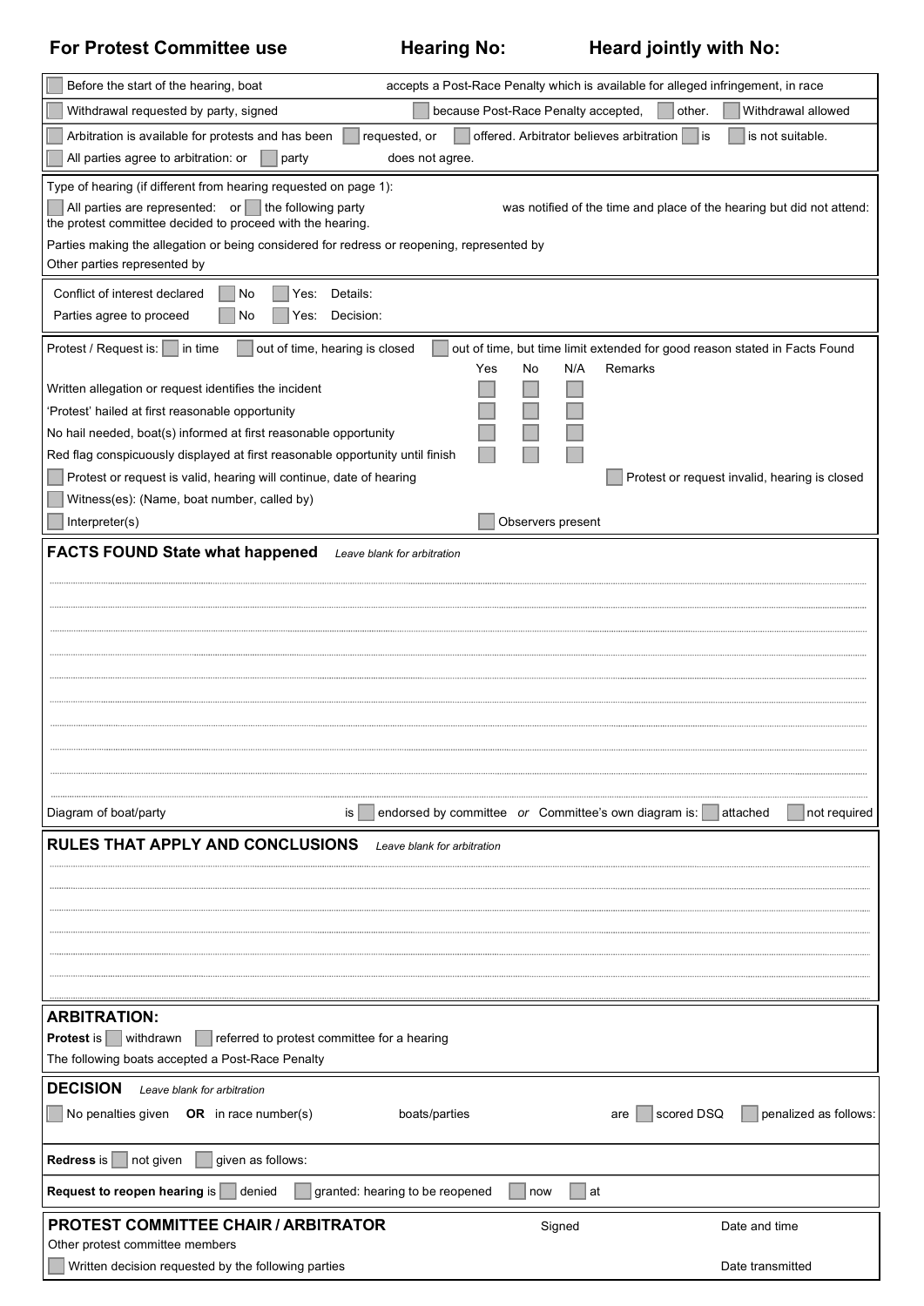**For Protest Committee use** **Hearing No:** **Heard jointly with No:**

☐ Before the start of the hearing, boat accepts a Post-Race Penalty which is available for alleged infringement, in race

☐ Withdrawal requested by party, signed ☐ because Post-Race Penalty accepted, ☐ other. ☐ Withdrawal allowed

☐ Arbitration is available for protests and has been ☐ requested, or ☐ offered. Arbitrator believes arbitration ☐ is ☐ is not suitable.

☐ All parties agree to arbitration: or ☐ party does not agree.

Type of hearing (if different from hearing requested on page 1):

☐ All parties are represented: or ☐ the following party was notified of the time and place of the hearing but did not attend: the protest committee decided to proceed with the hearing.

Parties making the allegation or being considered for redress or reopening, represented by

Other parties represented by

Conflict of interest declared ☐ No ☐ Yes: Details:

Parties agree to proceed ☐ No ☐ Yes: Decision:

Protest / Request is: ☐ in time ☐ out of time, hearing is closed ☐ out of time, but time limit extended for good reason stated in Facts Found

| | Yes | No | N/A | Remarks |
|---|---|---|---|---|
| Written allegation or request identifies the incident | ☐ | ☐ | ☐ | |
| 'Protest' hailed at first reasonable opportunity | ☐ | ☐ | ☐ | |
| No hail needed, boat(s) informed at first reasonable opportunity | ☐ | ☐ | ☐ | |
| Red flag conspicuously displayed at first reasonable opportunity until finish | ☐ | ☐ | ☐ | |

☐ Protest or request is valid, hearing will continue, date of hearing ☐ Protest or request invalid, hearing is closed

☐ Witness(es): (Name, boat number, called by)

☐ Interpreter(s) ☐ Observers present

## FACTS FOUND State what happened *Leave blank for arbitration*

Diagram of boat/party is ☐ endorsed by committee *or* Committee's own diagram is: ☐ attached ☐ not required

## RULES THAT APPLY AND CONCLUSIONS *Leave blank for arbitration*

## ARBITRATION:

**Protest** is ☐ withdrawn ☐ referred to protest committee for a hearing

The following boats accepted a Post-Race Penalty

## DECISION *Leave blank for arbitration*

☐ No penalties given **OR** in race number(s) boats/parties are ☐ scored DSQ ☐ penalized as follows:

**Redress** is ☐ not given ☐ given as follows:

**Request to reopen hearing** is ☐ denied ☐ granted: hearing to be reopened ☐ now ☐ at

## PROTEST COMMITTEE CHAIR / ARBITRATOR

Signed Date and time

Other protest committee members

☐ Written decision requested by the following parties Date transmitted